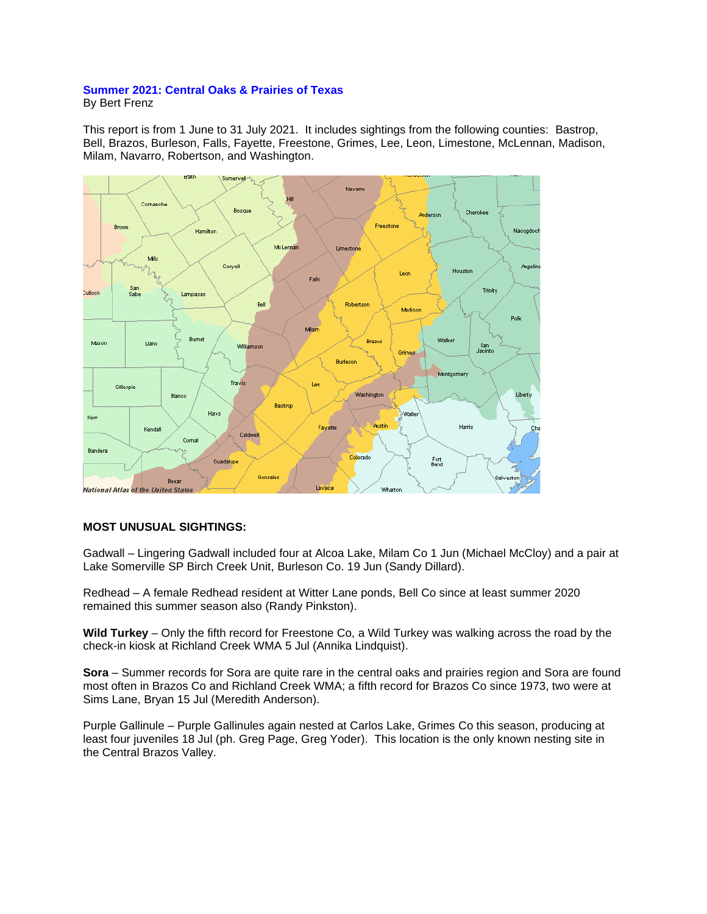## Summer 2021: Central Oaks & Prairies of Texas

By Bert Frenz

This report is from 1 June to 31 July 2021. It includes sightings from the following counties: Bastrop, Bell, Brazos, Burleson, Falls, Fayette, Freestone, Grimes, Lee, Leon, Limestone, McLennan, Madison, Milam, Navarro, Robertson, and Washington.

**MOST UNUSUAL SIGHTINGS:**

Gadwall – Lingering Gadwall included four at Alcoa Lake, Milam Co 1 Jun (Michael McCloy) and a pair at Lake Somerville SP Birch Creek Unit, Burleson Co. 19 Jun (Sandy Dillard).

Redhead – A female Redhead resident at Witter Lane ponds, Bell Co since at least summer 2020 remained this summer season also (Randy Pinkston).

**Wild Turkey** – Only the fifth record for Freestone Co, a Wild Turkey was walking across the road by the check-in kiosk at Richland Creek WMA 5 Jul (Annika Lindquist).

**Sora** – Summer records for Sora are quite rare in the central oaks and prairies region and Sora are found most often in Brazos Co and Richland Creek WMA; a fifth record for Brazos Co since 1973, two were at Sims Lane, Bryan 15 Jul (Meredith Anderson).

Purple Gallinule – Purple Gallinules again nested at Carlos Lake, Grimes Co this season, producing at least four juveniles 18 Jul (ph. Greg Page, Greg Yoder). This location is the only known nesting site in the Central Brazos Valley.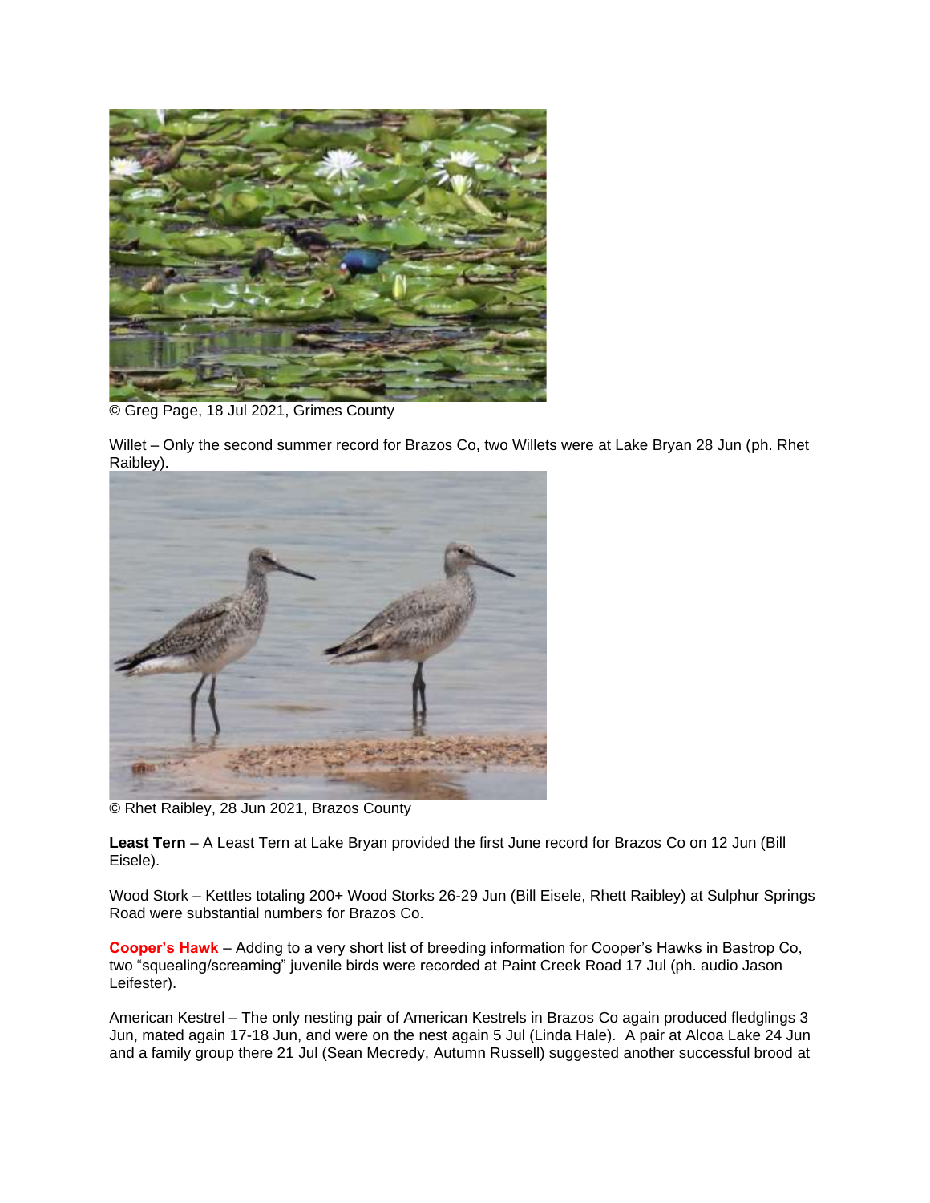© Greg Page, 18 Jul 2021, Grimes County

Willet – Only the second summer record for Brazos Co, two Willets were at Lake Bryan 28 Jun (ph. Rhet Raibley).

© Rhet Raibley, 28 Jun 2021, Brazos County

**Least Tern** – A Least Tern at Lake Bryan provided the first June record for Brazos Co on 12 Jun (Bill Eisele).

Wood Stork – Kettles totaling 200+ Wood Storks 26-29 Jun (Bill Eisele, Rhett Raibley) at Sulphur Springs Road were substantial numbers for Brazos Co.

**Cooper's Hawk** – Adding to a very short list of breeding information for Cooper's Hawks in Bastrop Co, two "squealing/screaming" juvenile birds were recorded at Paint Creek Road 17 Jul (ph. audio Jason Leifester).

American Kestrel – The only nesting pair of American Kestrels in Brazos Co again produced fledglings 3 Jun, mated again 17-18 Jun, and were on the nest again 5 Jul (Linda Hale). A pair at Alcoa Lake 24 Jun and a family group there 21 Jul (Sean Mecredy, Autumn Russell) suggested another successful brood at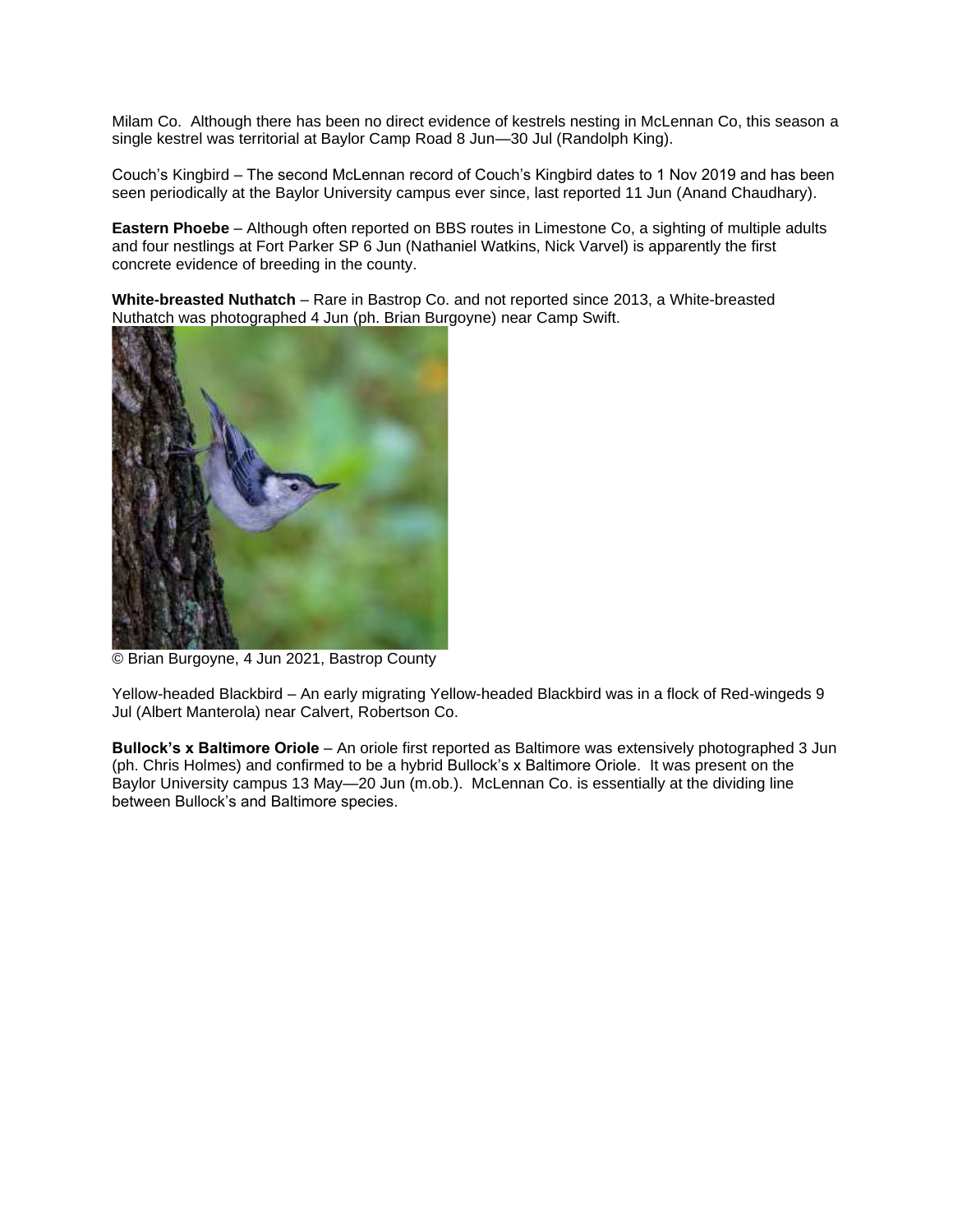Milam Co. Although there has been no direct evidence of kestrels nesting in McLennan Co, this season a single kestrel was territorial at Baylor Camp Road 8 Jun—30 Jul (Randolph King).

Couch's Kingbird – The second McLennan record of Couch's Kingbird dates to 1 Nov 2019 and has been seen periodically at the Baylor University campus ever since, last reported 11 Jun (Anand Chaudhary).

**Eastern Phoebe** – Although often reported on BBS routes in Limestone Co, a sighting of multiple adults and four nestlings at Fort Parker SP 6 Jun (Nathaniel Watkins, Nick Varvel) is apparently the first concrete evidence of breeding in the county.

**White-breasted Nuthatch** – Rare in Bastrop Co. and not reported since 2013, a White-breasted Nuthatch was photographed 4 Jun (ph. Brian Burgoyne) near Camp Swift.

© Brian Burgoyne, 4 Jun 2021, Bastrop County

Yellow-headed Blackbird – An early migrating Yellow-headed Blackbird was in a flock of Red-wingeds 9 Jul (Albert Manterola) near Calvert, Robertson Co.

**Bullock's x Baltimore Oriole** – An oriole first reported as Baltimore was extensively photographed 3 Jun (ph. Chris Holmes) and confirmed to be a hybrid Bullock's x Baltimore Oriole. It was present on the Baylor University campus 13 May—20 Jun (m.ob.). McLennan Co. is essentially at the dividing line between Bullock's and Baltimore species.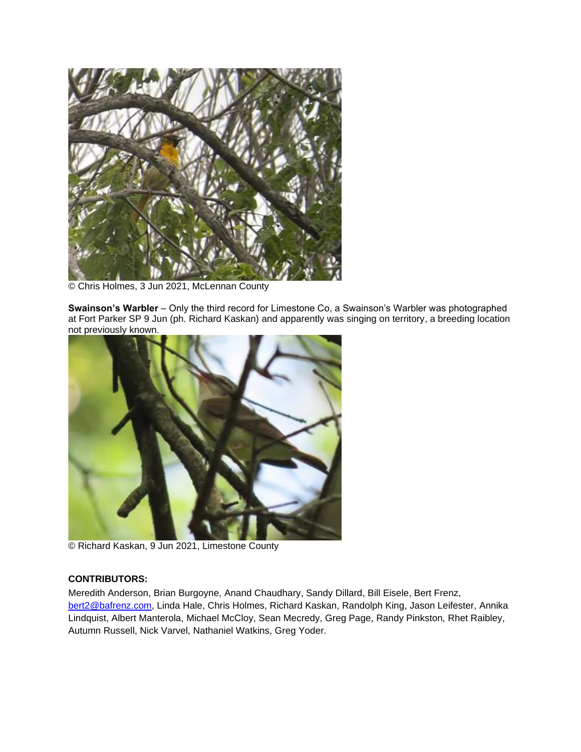© Chris Holmes, 3 Jun 2021, McLennan County

**Swainson's Warbler** – Only the third record for Limestone Co, a Swainson's Warbler was photographed at Fort Parker SP 9 Jun (ph. Richard Kaskan) and apparently was singing on territory, a breeding location not previously known.

© Richard Kaskan, 9 Jun 2021, Limestone County

**CONTRIBUTORS:**

Meredith Anderson, Brian Burgoyne, Anand Chaudhary, Sandy Dillard, Bill Eisele, Bert Frenz, bert2@bafrenz.com, Linda Hale, Chris Holmes, Richard Kaskan, Randolph King, Jason Leifester, Annika Lindquist, Albert Manterola, Michael McCloy, Sean Mecredy, Greg Page, Randy Pinkston, Rhet Raibley, Autumn Russell, Nick Varvel, Nathaniel Watkins, Greg Yoder.